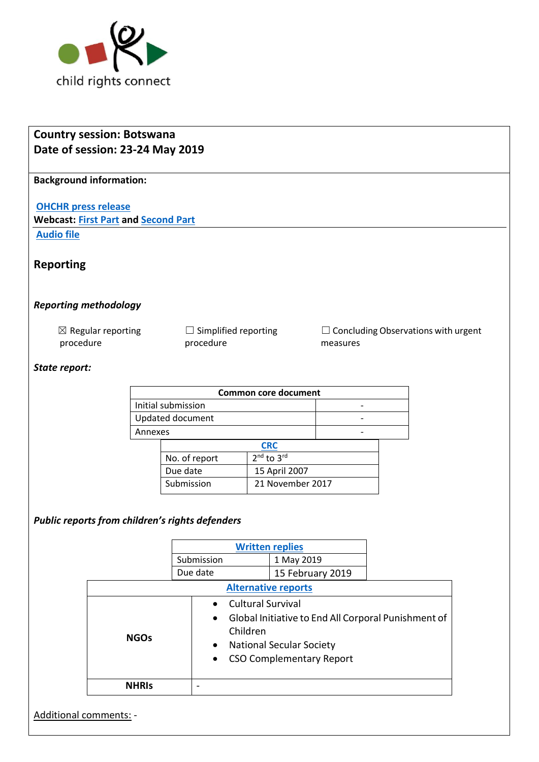child rights connect

**Country session: Botswana**
**Date of session: 23-24 May 2019**

**Background information:**

[OHCHR press release](#)
**Webcast:** [First Part](#) **and** [Second Part](#)
[Audio file](#)

## Reporting

***Reporting methodology***

☒ Regular reporting procedure ☐ Simplified reporting procedure ☐ Concluding Observations with urgent measures

***State report:***

| Common core document | |
|---|---|
| Initial submission | - |
| Updated document | - |
| Annexes | - |

| [CRC](#) | |
|---|---|
| No. of report | 2nd to 3rd |
| Due date | 15 April 2007 |
| Submission | 21 November 2017 |

***Public reports from children's rights defenders***

| [Written replies](#) | |
|---|---|
| Submission | 1 May 2019 |
| Due date | 15 February 2019 |

| [Alternative reports](#) | |
|---|---|
| **NGOs** | • Cultural Survival<br>• Global Initiative to End All Corporal Punishment of Children<br>• National Secular Society<br>• CSO Complementary Report |
| **NHRIs** | - |

Additional comments: -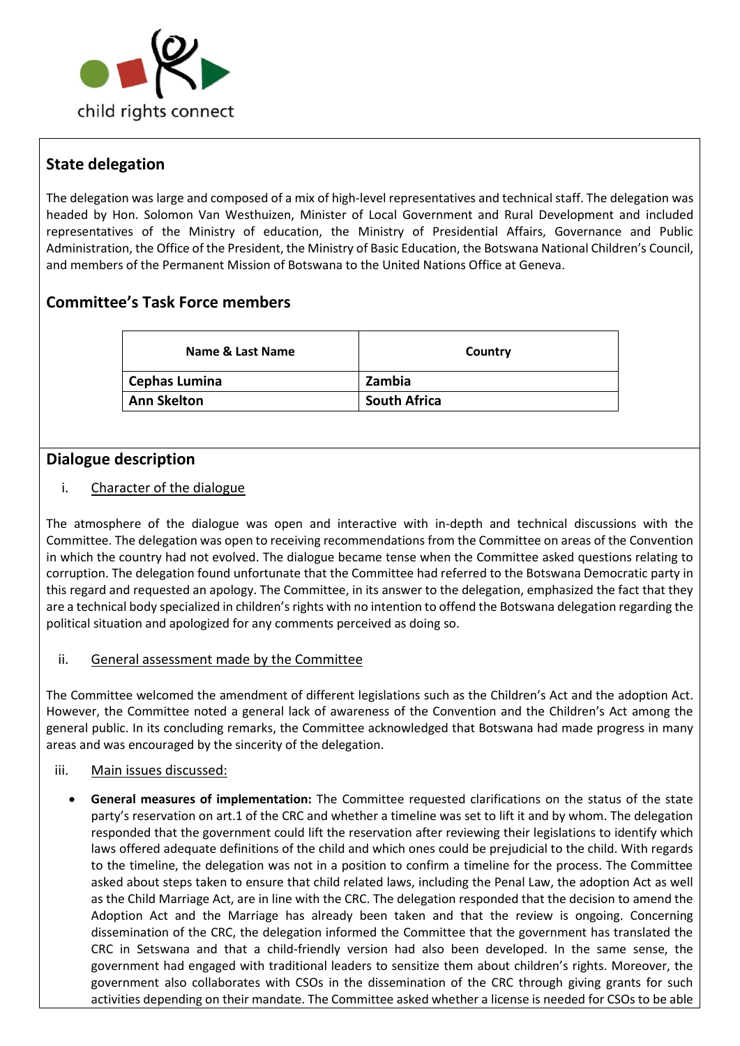## State delegation

The delegation was large and composed of a mix of high-level representatives and technical staff. The delegation was headed by Hon. Solomon Van Westhuizen, Minister of Local Government and Rural Development and included representatives of the Ministry of education, the Ministry of Presidential Affairs, Governance and Public Administration, the Office of the President, the Ministry of Basic Education, the Botswana National Children's Council, and members of the Permanent Mission of Botswana to the United Nations Office at Geneva.

## Committee's Task Force members

| Name & Last Name | Country |
|---|---|
| **Cephas Lumina** | **Zambia** |
| **Ann Skelton** | **South Africa** |

## Dialogue description

i. <u>Character of the dialogue</u>

The atmosphere of the dialogue was open and interactive with in-depth and technical discussions with the Committee. The delegation was open to receiving recommendations from the Committee on areas of the Convention in which the country had not evolved. The dialogue became tense when the Committee asked questions relating to corruption. The delegation found unfortunate that the Committee had referred to the Botswana Democratic party in this regard and requested an apology. The Committee, in its answer to the delegation, emphasized the fact that they are a technical body specialized in children's rights with no intention to offend the Botswana delegation regarding the political situation and apologized for any comments perceived as doing so.

ii. <u>General assessment made by the Committee</u>

The Committee welcomed the amendment of different legislations such as the Children's Act and the adoption Act. However, the Committee noted a general lack of awareness of the Convention and the Children's Act among the general public. In its concluding remarks, the Committee acknowledged that Botswana had made progress in many areas and was encouraged by the sincerity of the delegation.

iii. <u>Main issues discussed:</u>

- **General measures of implementation:** The Committee requested clarifications on the status of the state party's reservation on art.1 of the CRC and whether a timeline was set to lift it and by whom. The delegation responded that the government could lift the reservation after reviewing their legislations to identify which laws offered adequate definitions of the child and which ones could be prejudicial to the child. With regards to the timeline, the delegation was not in a position to confirm a timeline for the process. The Committee asked about steps taken to ensure that child related laws, including the Penal Law, the adoption Act as well as the Child Marriage Act, are in line with the CRC. The delegation responded that the decision to amend the Adoption Act and the Marriage has already been taken and that the review is ongoing. Concerning dissemination of the CRC, the delegation informed the Committee that the government has translated the CRC in Setswana and that a child-friendly version had also been developed. In the same sense, the government had engaged with traditional leaders to sensitize them about children's rights. Moreover, the government also collaborates with CSOs in the dissemination of the CRC through giving grants for such activities depending on their mandate. The Committee asked whether a license is needed for CSOs to be able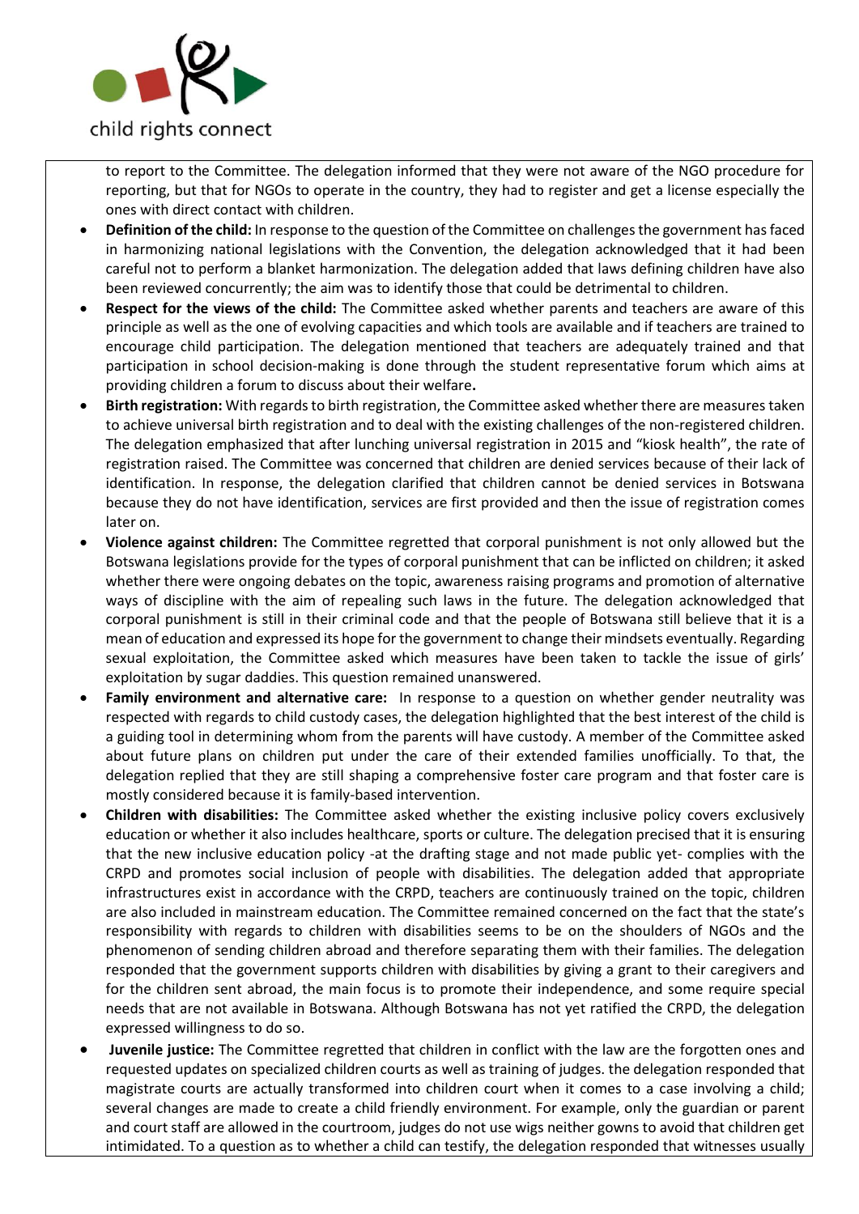to report to the Committee. The delegation informed that they were not aware of the NGO procedure for reporting, but that for NGOs to operate in the country, they had to register and get a license especially the ones with direct contact with children.

- **Definition of the child:** In response to the question of the Committee on challenges the government has faced in harmonizing national legislations with the Convention, the delegation acknowledged that it had been careful not to perform a blanket harmonization. The delegation added that laws defining children have also been reviewed concurrently; the aim was to identify those that could be detrimental to children.
- **Respect for the views of the child:** The Committee asked whether parents and teachers are aware of this principle as well as the one of evolving capacities and which tools are available and if teachers are trained to encourage child participation. The delegation mentioned that teachers are adequately trained and that participation in school decision-making is done through the student representative forum which aims at providing children a forum to discuss about their welfare**.**
- **Birth registration:** With regards to birth registration, the Committee asked whether there are measures taken to achieve universal birth registration and to deal with the existing challenges of the non-registered children. The delegation emphasized that after lunching universal registration in 2015 and "kiosk health", the rate of registration raised. The Committee was concerned that children are denied services because of their lack of identification. In response, the delegation clarified that children cannot be denied services in Botswana because they do not have identification, services are first provided and then the issue of registration comes later on.
- **Violence against children:** The Committee regretted that corporal punishment is not only allowed but the Botswana legislations provide for the types of corporal punishment that can be inflicted on children; it asked whether there were ongoing debates on the topic, awareness raising programs and promotion of alternative ways of discipline with the aim of repealing such laws in the future. The delegation acknowledged that corporal punishment is still in their criminal code and that the people of Botswana still believe that it is a mean of education and expressed its hope for the government to change their mindsets eventually. Regarding sexual exploitation, the Committee asked which measures have been taken to tackle the issue of girls' exploitation by sugar daddies. This question remained unanswered.
- **Family environment and alternative care:** In response to a question on whether gender neutrality was respected with regards to child custody cases, the delegation highlighted that the best interest of the child is a guiding tool in determining whom from the parents will have custody. A member of the Committee asked about future plans on children put under the care of their extended families unofficially. To that, the delegation replied that they are still shaping a comprehensive foster care program and that foster care is mostly considered because it is family-based intervention.
- **Children with disabilities:** The Committee asked whether the existing inclusive policy covers exclusively education or whether it also includes healthcare, sports or culture. The delegation precised that it is ensuring that the new inclusive education policy -at the drafting stage and not made public yet- complies with the CRPD and promotes social inclusion of people with disabilities. The delegation added that appropriate infrastructures exist in accordance with the CRPD, teachers are continuously trained on the topic, children are also included in mainstream education. The Committee remained concerned on the fact that the state's responsibility with regards to children with disabilities seems to be on the shoulders of NGOs and the phenomenon of sending children abroad and therefore separating them with their families. The delegation responded that the government supports children with disabilities by giving a grant to their caregivers and for the children sent abroad, the main focus is to promote their independence, and some require special needs that are not available in Botswana. Although Botswana has not yet ratified the CRPD, the delegation expressed willingness to do so.
- **Juvenile justice:** The Committee regretted that children in conflict with the law are the forgotten ones and requested updates on specialized children courts as well as training of judges. the delegation responded that magistrate courts are actually transformed into children court when it comes to a case involving a child; several changes are made to create a child friendly environment. For example, only the guardian or parent and court staff are allowed in the courtroom, judges do not use wigs neither gowns to avoid that children get intimidated. To a question as to whether a child can testify, the delegation responded that witnesses usually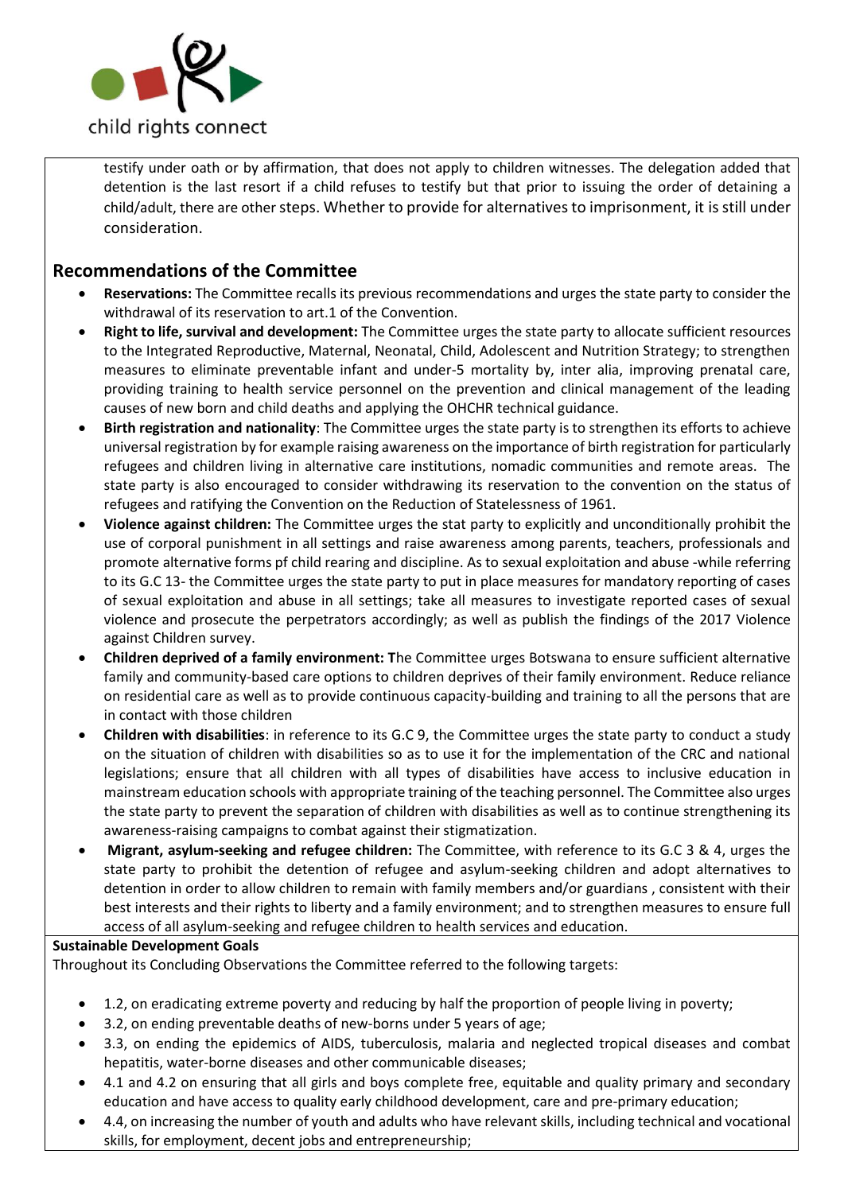testify under oath or by affirmation, that does not apply to children witnesses. The delegation added that detention is the last resort if a child refuses to testify but that prior to issuing the order of detaining a child/adult, there are other steps. Whether to provide for alternatives to imprisonment, it is still under consideration.

## Recommendations of the Committee

- **Reservations:** The Committee recalls its previous recommendations and urges the state party to consider the withdrawal of its reservation to art.1 of the Convention.
- **Right to life, survival and development:** The Committee urges the state party to allocate sufficient resources to the Integrated Reproductive, Maternal, Neonatal, Child, Adolescent and Nutrition Strategy; to strengthen measures to eliminate preventable infant and under-5 mortality by, inter alia, improving prenatal care, providing training to health service personnel on the prevention and clinical management of the leading causes of new born and child deaths and applying the OHCHR technical guidance.
- **Birth registration and nationality**: The Committee urges the state party is to strengthen its efforts to achieve universal registration by for example raising awareness on the importance of birth registration for particularly refugees and children living in alternative care institutions, nomadic communities and remote areas. The state party is also encouraged to consider withdrawing its reservation to the convention on the status of refugees and ratifying the Convention on the Reduction of Statelessness of 1961.
- **Violence against children:** The Committee urges the stat party to explicitly and unconditionally prohibit the use of corporal punishment in all settings and raise awareness among parents, teachers, professionals and promote alternative forms pf child rearing and discipline. As to sexual exploitation and abuse -while referring to its G.C 13- the Committee urges the state party to put in place measures for mandatory reporting of cases of sexual exploitation and abuse in all settings; take all measures to investigate reported cases of sexual violence and prosecute the perpetrators accordingly; as well as publish the findings of the 2017 Violence against Children survey.
- **Children deprived of a family environment: T**he Committee urges Botswana to ensure sufficient alternative family and community-based care options to children deprives of their family environment. Reduce reliance on residential care as well as to provide continuous capacity-building and training to all the persons that are in contact with those children
- **Children with disabilities**: in reference to its G.C 9, the Committee urges the state party to conduct a study on the situation of children with disabilities so as to use it for the implementation of the CRC and national legislations; ensure that all children with all types of disabilities have access to inclusive education in mainstream education schools with appropriate training of the teaching personnel. The Committee also urges the state party to prevent the separation of children with disabilities as well as to continue strengthening its awareness-raising campaigns to combat against their stigmatization.
- **Migrant, asylum-seeking and refugee children:** The Committee, with reference to its G.C 3 & 4, urges the state party to prohibit the detention of refugee and asylum-seeking children and adopt alternatives to detention in order to allow children to remain with family members and/or guardians , consistent with their best interests and their rights to liberty and a family environment; and to strengthen measures to ensure full access of all asylum-seeking and refugee children to health services and education.

**Sustainable Development Goals**

Throughout its Concluding Observations the Committee referred to the following targets:

- 1.2, on eradicating extreme poverty and reducing by half the proportion of people living in poverty;
- 3.2, on ending preventable deaths of new-borns under 5 years of age;
- 3.3, on ending the epidemics of AIDS, tuberculosis, malaria and neglected tropical diseases and combat hepatitis, water-borne diseases and other communicable diseases;
- 4.1 and 4.2 on ensuring that all girls and boys complete free, equitable and quality primary and secondary education and have access to quality early childhood development, care and pre-primary education;
- 4.4, on increasing the number of youth and adults who have relevant skills, including technical and vocational skills, for employment, decent jobs and entrepreneurship;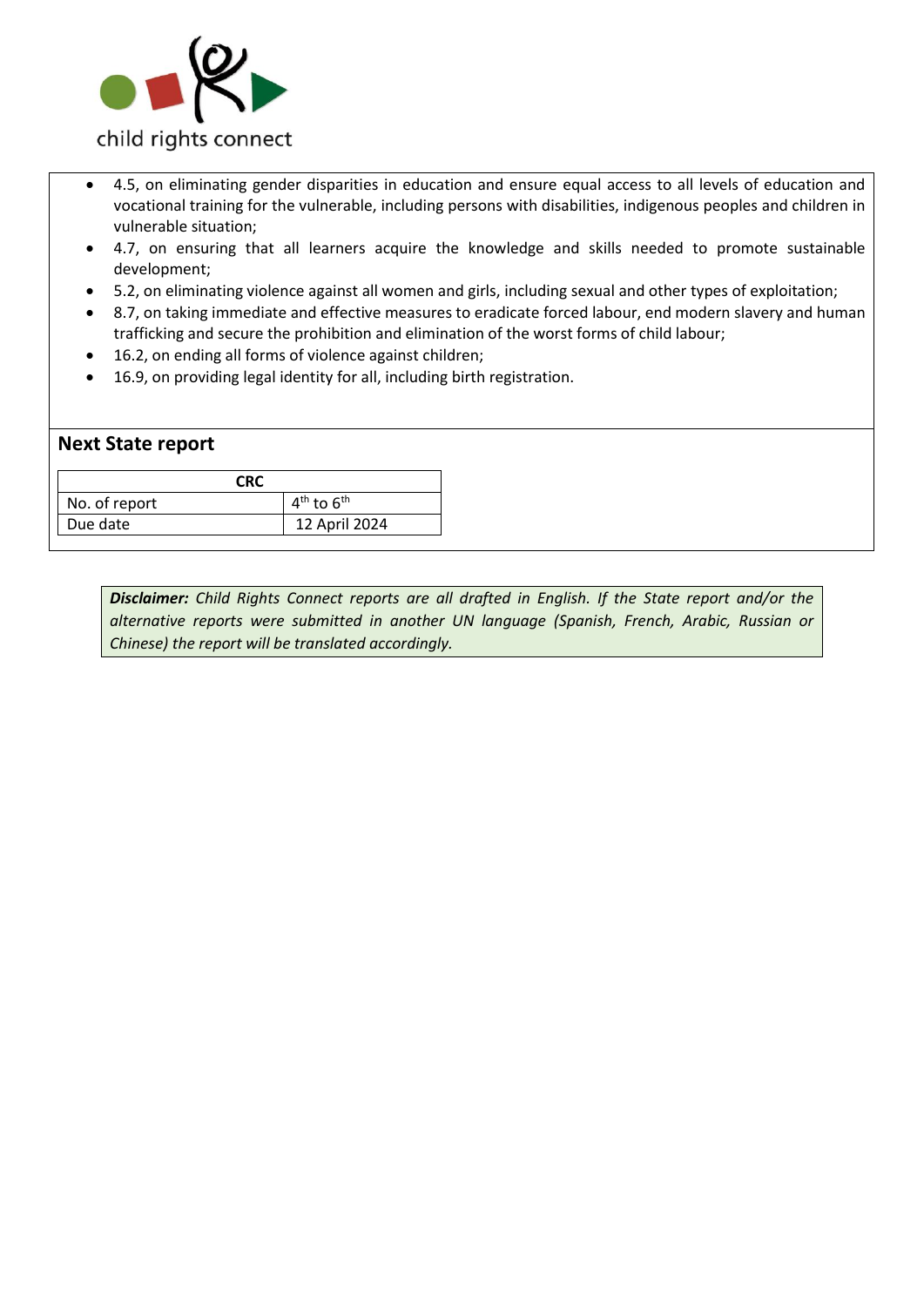- 4.5, on eliminating gender disparities in education and ensure equal access to all levels of education and vocational training for the vulnerable, including persons with disabilities, indigenous peoples and children in vulnerable situation;
- 4.7, on ensuring that all learners acquire the knowledge and skills needed to promote sustainable development;
- 5.2, on eliminating violence against all women and girls, including sexual and other types of exploitation;
- 8.7, on taking immediate and effective measures to eradicate forced labour, end modern slavery and human trafficking and secure the prohibition and elimination of the worst forms of child labour;
- 16.2, on ending all forms of violence against children;
- 16.9, on providing legal identity for all, including birth registration.

## Next State report

| CRC | |
|---|---|
| No. of report | 4th to 6th |
| Due date | 12 April 2024 |

***Disclaimer:*** *Child Rights Connect reports are all drafted in English. If the State report and/or the alternative reports were submitted in another UN language (Spanish, French, Arabic, Russian or Chinese) the report will be translated accordingly.*